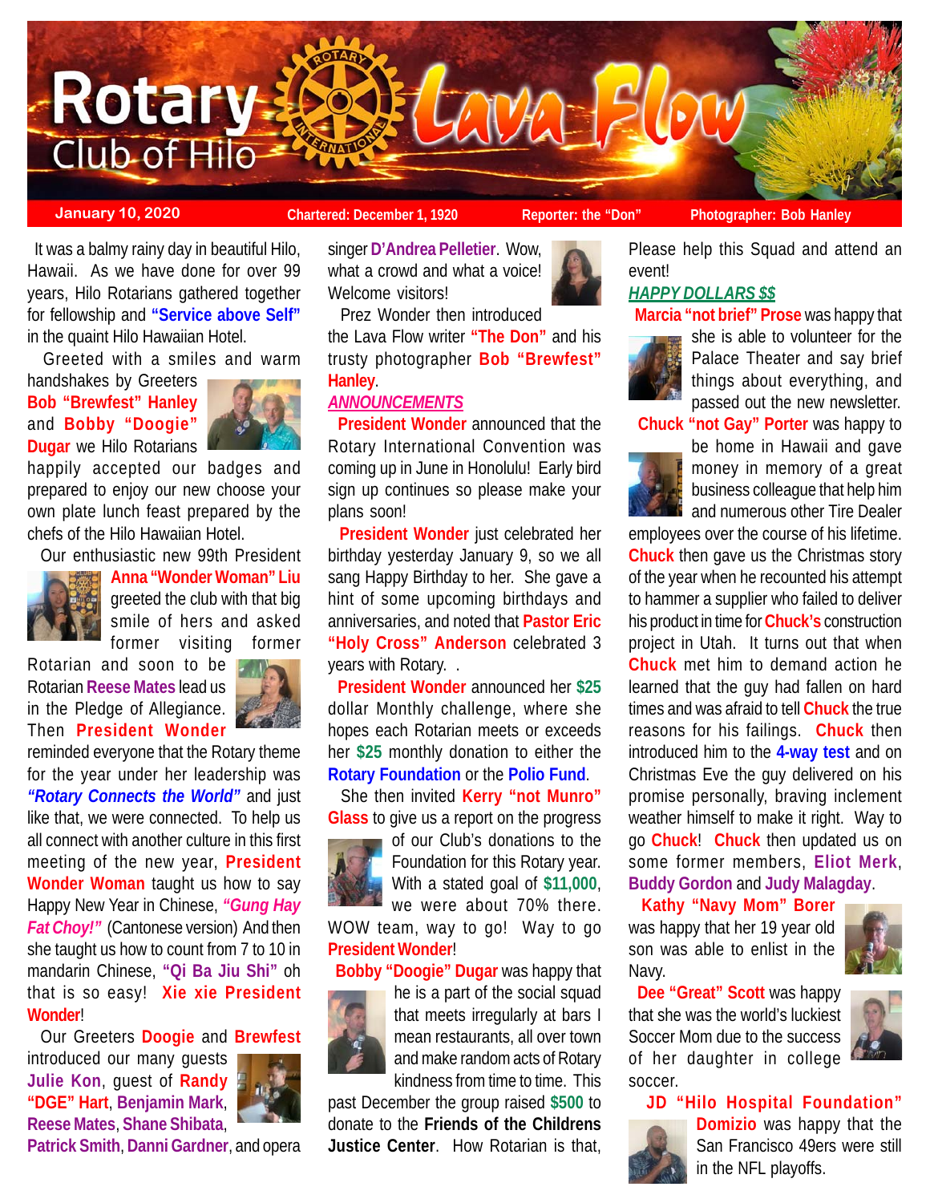# Rotary Club of Hilo — Lava Flow

**January 10, 2020** | **Chartered: December 1, 1920** | **Reporter: the "Don"** | **Photographer: Bob Hanley**

It was a balmy rainy day in beautiful Hilo, Hawaii. As we have done for over 99 years, Hilo Rotarians gathered together for fellowship and **"Service above Self"** in the quaint Hilo Hawaiian Hotel.

Greeted with a smiles and warm handshakes by Greeters **Bob "Brewfest" Hanley** and **Bobby "Doogie" Dugar** we Hilo Rotarians happily accepted our badges and prepared to enjoy our new choose your own plate lunch feast prepared by the chefs of the Hilo Hawaiian Hotel.

Our enthusiastic new 99th President **Anna "Wonder Woman" Liu** greeted the club with that big smile of hers and asked former visiting former Rotarian and soon to be Rotarian **Reese Mates** lead us in the Pledge of Allegiance. Then **President Wonder** reminded everyone that the Rotary theme for the year under her leadership was ***"Rotary Connects the World"*** and just like that, we were connected. To help us all connect with another culture in this first meeting of the new year, **President Wonder Woman** taught us how to say Happy New Year in Chinese, ***"Gung Hay Fat Choy!"*** (Cantonese version) And then she taught us how to count from 7 to 10 in mandarin Chinese, **"Qi Ba Jiu Shi"** oh that is so easy! **Xie xie President Wonder**!

Our Greeters **Doogie** and **Brewfest** introduced our many guests **Julie Kon**, guest of **Randy "DGE" Hart**, **Benjamin Mark**, **Reese Mates**, **Shane Shibata**, **Patrick Smith**, **Danni Gardner**, and opera singer **D'Andrea Pelletier**. Wow, what a crowd and what a voice! Welcome visitors!

Prez Wonder then introduced the Lava Flow writer **"The Don"** and his trusty photographer **Bob "Brewfest" Hanley**.

## *ANNOUNCEMENTS*

**President Wonder** announced that the Rotary International Convention was coming up in June in Honolulu! Early bird sign up continues so please make your plans soon!

**President Wonder** just celebrated her birthday yesterday January 9, so we all sang Happy Birthday to her. She gave a hint of some upcoming birthdays and anniversaries, and noted that **Pastor Eric "Holy Cross" Anderson** celebrated 3 years with Rotary. .

**President Wonder** announced her **$25** dollar Monthly challenge, where she hopes each Rotarian meets or exceeds her **$25** monthly donation to either the **Rotary Foundation** or the **Polio Fund**.

She then invited **Kerry "not Munro" Glass** to give us a report on the progress of our Club's donations to the Foundation for this Rotary year. With a stated goal of **$11,000**, we were about 70% there. WOW team, way to go! Way to go **President Wonder**!

**Bobby "Doogie" Dugar** was happy that he is a part of the social squad that meets irregularly at bars I mean restaurants, all over town and make random acts of Rotary kindness from time to time. This past December the group raised **$500** to donate to the **Friends of the Childrens Justice Center**. How Rotarian is that, Please help this Squad and attend an event!

## *HAPPY DOLLARS $$*

**Marcia "not brief" Prose** was happy that she is able to volunteer for the Palace Theater and say brief things about everything, and passed out the new newsletter.

**Chuck "not Gay" Porter** was happy to be home in Hawaii and gave money in memory of a great business colleague that help him and numerous other Tire Dealer employees over the course of his lifetime. **Chuck** then gave us the Christmas story of the year when he recounted his attempt to hammer a supplier who failed to deliver his product in time for **Chuck's** construction project in Utah. It turns out that when **Chuck** met him to demand action he learned that the guy had fallen on hard times and was afraid to tell **Chuck** the true reasons for his failings. **Chuck** then introduced him to the **4-way test** and on Christmas Eve the guy delivered on his promise personally, braving inclement weather himself to make it right. Way to go **Chuck**! **Chuck** then updated us on some former members, **Eliot Merk**, **Buddy Gordon** and **Judy Malagday**.

**Kathy "Navy Mom" Borer** was happy that her 19 year old son was able to enlist in the Navy.

**Dee "Great" Scott** was happy that she was the world's luckiest Soccer Mom due to the success of her daughter in college soccer.

**JD "Hilo Hospital Foundation" Domizio** was happy that the San Francisco 49ers were still in the NFL playoffs.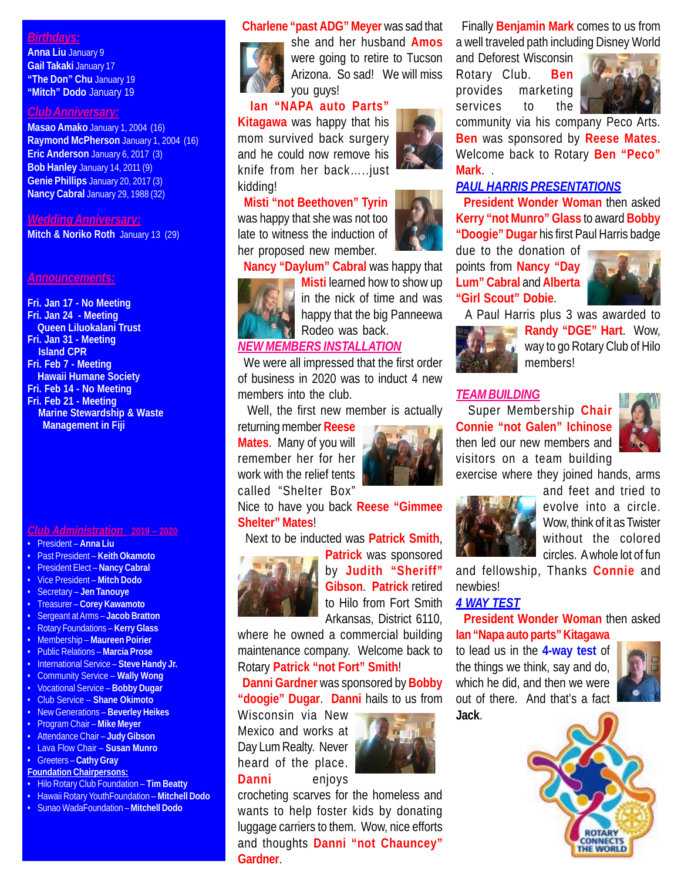## Birthdays:

**Anna Liu** January 9
**Gail Takaki** January 17
**"The Don" Chu** January 19
**"Mitch" Dodo** January 19

## Club Anniversary:

**Masao Amako** January 1, 2004 (16)
**Raymond McPherson** January 1, 2004 (16)
**Eric Anderson** January 6, 2017 (3)
**Bob Hanley** January 14, 2011 (9)
**Genie Phillips** January 20, 2017 (3)
**Nancy Cabral** January 29, 1988 (32)

## Wedding Anniversary:

**Mitch & Noriko Roth** January 13 (29)

## Announcements:

**Fri. Jan 17 - No Meeting**
**Fri. Jan 24 - Meeting**
**Queen Liluokalani Trust**
**Fri. Jan 31 - Meeting**
**Island CPR**
**Fri. Feb 7 - Meeting**
**Hawaii Humane Society**
**Fri. Feb 14 - No Meeting**
**Fri. Feb 21 - Meeting**
**Marine Stewardship & Waste Management in Fiji**

## Club Administration 2019 – 2020

- President – **Anna Liu**
- Past President – **Keith Okamoto**
- President Elect – **Nancy Cabral**
- Vice President – **Mitch Dodo**
- Secretary – **Jen Tanouye**
- Treasurer – **Corey Kawamoto**
- Sergeant at Arms – **Jacob Bratton**
- Rotary Foundations – **Kerry Glass**
- Membership – **Maureen Poirier**
- Public Relations – **Marcia Prose**
- International Service – **Steve Handy Jr.**
- Community Service – **Wally Wong**
- Vocational Service – **Bobby Dugar**
- Club Service – **Shane Okimoto**
- New Generations – **Beverley Heikes**
- Program Chair – **Mike Meyer**
- Attendance Chair – **Judy Gibson**
- Lava Flow Chair – **Susan Munro**
- Greeters – **Cathy Gray**

**Foundation Chairpersons:**

- Hilo Rotary Club Foundation – **Tim Beatty**
- Hawaii Rotary YouthFoundation – **Mitchell Dodo**
- Sunao WadaFoundation – **Mitchell Dodo**

**Charlene "past ADG" Meyer** was sad that she and her husband **Amos** were going to retire to Tucson Arizona. So sad! We will miss you guys!

**Ian "NAPA auto Parts" Kitagawa** was happy that his mom survived back surgery and he could now remove his knife from her back.....just kidding!

**Misti "not Beethoven" Tyrin** was happy that she was not too late to witness the induction of her proposed new member.

**Nancy "Daylum" Cabral** was happy that **Misti** learned how to show up in the nick of time and was happy that the big Panneewa Rodeo was back.

## NEW MEMBERS INSTALLATION

We were all impressed that the first order of business in 2020 was to induct 4 new members into the club.

Well, the first new member is actually returning member **Reese Mates**. Many of you will remember her for her work with the relief tents called "Shelter Box" Nice to have you back **Reese "Gimmee Shelter" Mates**!

Next to be inducted was **Patrick Smith**, **Patrick** was sponsored by **Judith "Sheriff" Gibson**. **Patrick** retired to Hilo from Fort Smith Arkansas, District 6110, where he owned a commercial building maintenance company. Welcome back to Rotary **Patrick "not Fort" Smith**!

**Danni Gardner** was sponsored by **Bobby "doogie" Dugar**. **Danni** hails to us from Wisconsin via New Mexico and works at Day Lum Realty. Never heard of the place. **Danni** enjoys crocheting scarves for the homeless and wants to help foster kids by donating luggage carriers to them. Wow, nice efforts and thoughts **Danni "not Chauncey" Gardner**.

Finally **Benjamin Mark** comes to us from a well traveled path including Disney World and Deforest Wisconsin Rotary Club. **Ben** provides marketing services to the community via his company Peco Arts. **Ben** was sponsored by **Reese Mates**. Welcome back to Rotary **Ben "Peco" Mark**. .

## PAUL HARRIS PRESENTATIONS

**President Wonder Woman** then asked **Kerry "not Munro" Glass** to award **Bobby "Doogie" Dugar** his first Paul Harris badge due to the donation of points from **Nancy "Day Lum" Cabral** and **Alberta "Girl Scout" Dobie**.

A Paul Harris plus 3 was awarded to **Randy "DGE" Hart**. Wow, way to go Rotary Club of Hilo members!

## TEAM BUILDING

Super Membership **Chair Connie "not Galen" Ichinose** then led our new members and visitors on a team building exercise where they joined hands, arms and feet and tried to evolve into a circle. Wow, think of it as Twister without the colored circles. A whole lot of fun and fellowship, Thanks **Connie** and newbies!

## 4 WAY TEST

**President Wonder Woman** then asked **Ian "Napa auto parts" Kitagawa** to lead us in the **4-way test** of the things we think, say and do, which he did, and then we were out of there. And that's a fact **Jack**.